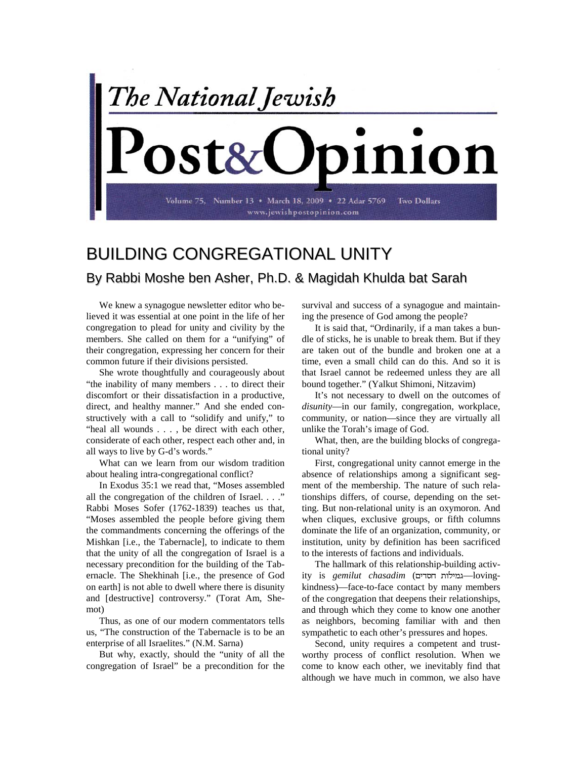The National Jewish

# Post&Opinion

Volume 75, Number 13 • March 18, 2009 • 22 Adar 5769 Two Dollars
www.jewishpostopinion.com

# BUILDING CONGREGATIONAL UNITY

## By Rabbi Moshe ben Asher, Ph.D. & Magidah Khulda bat Sarah

We knew a synagogue newsletter editor who believed it was essential at one point in the life of her congregation to plead for unity and civility by the members. She called on them for a "unifying" of their congregation, expressing her concern for their common future if their divisions persisted.

She wrote thoughtfully and courageously about "the inability of many members . . . to direct their discomfort or their dissatisfaction in a productive, direct, and healthy manner." And she ended constructively with a call to "solidify and unify," to "heal all wounds . . . , be direct with each other, considerate of each other, respect each other and, in all ways to live by G-d's words."

What can we learn from our wisdom tradition about healing intra-congregational conflict?

In Exodus 35:1 we read that, "Moses assembled all the congregation of the children of Israel. . . ." Rabbi Moses Sofer (1762-1839) teaches us that, "Moses assembled the people before giving them the commandments concerning the offerings of the Mishkan [i.e., the Tabernacle], to indicate to them that the unity of all the congregation of Israel is a necessary precondition for the building of the Tabernacle. The Shekhinah [i.e., the presence of God on earth] is not able to dwell where there is disunity and [destructive] controversy." (Torat Am, Shemot)

Thus, as one of our modern commentators tells us, "The construction of the Tabernacle is to be an enterprise of all Israelites." (N.M. Sarna)

But why, exactly, should the "unity of all the congregation of Israel" be a precondition for the survival and success of a synagogue and maintaining the presence of God among the people?

It is said that, "Ordinarily, if a man takes a bundle of sticks, he is unable to break them. But if they are taken out of the bundle and broken one at a time, even a small child can do this. And so it is that Israel cannot be redeemed unless they are all bound together." (Yalkut Shimoni, Nitzavim)

It's not necessary to dwell on the outcomes of *disunity*—in our family, congregation, workplace, community, or nation—since they are virtually all unlike the Torah's image of God.

What, then, are the building blocks of congregational unity?

First, congregational unity cannot emerge in the absence of relationships among a significant segment of the membership. The nature of such relationships differs, of course, depending on the setting. But non-relational unity is an oxymoron. And when cliques, exclusive groups, or fifth columns dominate the life of an organization, community, or institution, unity by definition has been sacrificed to the interests of factions and individuals.

The hallmark of this relationship-building activity is *gemilut chasadim* (גמילות חסדים—loving-kindness)—face-to-face contact by many members of the congregation that deepens their relationships, and through which they come to know one another as neighbors, becoming familiar with and then sympathetic to each other's pressures and hopes.

Second, unity requires a competent and trustworthy process of conflict resolution. When we come to know each other, we inevitably find that although we have much in common, we also have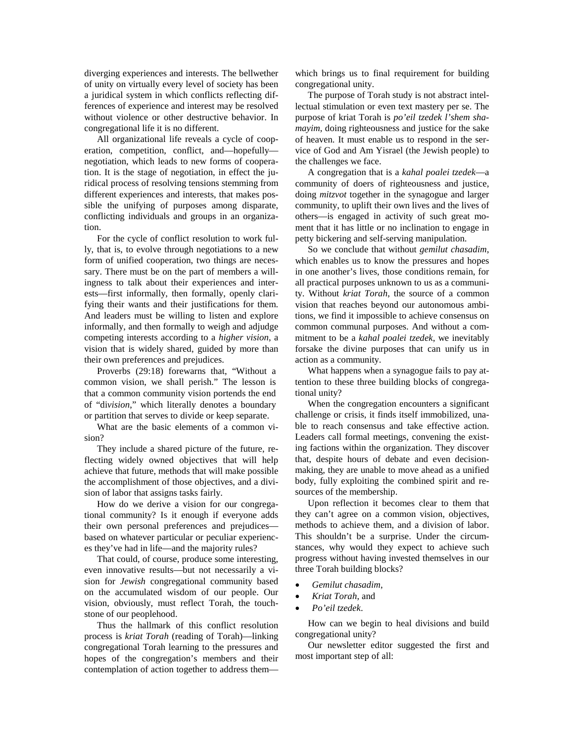diverging experiences and interests. The bellwether of unity on virtually every level of society has been a juridical system in which conflicts reflecting differences of experience and interest may be resolved without violence or other destructive behavior. In congregational life it is no different.

All organizational life reveals a cycle of cooperation, competition, conflict, and—hopefully—negotiation, which leads to new forms of cooperation. It is the stage of negotiation, in effect the juridical process of resolving tensions stemming from different experiences and interests, that makes possible the unifying of purposes among disparate, conflicting individuals and groups in an organization.

For the cycle of conflict resolution to work fully, that is, to evolve through negotiations to a new form of unified cooperation, two things are necessary. There must be on the part of members a willingness to talk about their experiences and interests—first informally, then formally, openly clarifying their wants and their justifications for them. And leaders must be willing to listen and explore informally, and then formally to weigh and adjudge competing interests according to a *higher vision*, a vision that is widely shared, guided by more than their own preferences and prejudices.

Proverbs (29:18) forewarns that, "Without a common vision, we shall perish." The lesson is that a common community vision portends the end of "di*vision*," which literally denotes a boundary or partition that serves to divide or keep separate.

What are the basic elements of a common vision?

They include a shared picture of the future, reflecting widely owned objectives that will help achieve that future, methods that will make possible the accomplishment of those objectives, and a division of labor that assigns tasks fairly.

How do we derive a vision for our congregational community? Is it enough if everyone adds their own personal preferences and prejudices—based on whatever particular or peculiar experiences they've had in life—and the majority rules?

That could, of course, produce some interesting, even innovative results—but not necessarily a vision for *Jewish* congregational community based on the accumulated wisdom of our people. Our vision, obviously, must reflect Torah, the touchstone of our peoplehood.

Thus the hallmark of this conflict resolution process is *kriat Torah* (reading of Torah)—linking congregational Torah learning to the pressures and hopes of the congregation's members and their contemplation of action together to address them—which brings us to final requirement for building congregational unity.

The purpose of Torah study is not abstract intellectual stimulation or even text mastery per se. The purpose of kriat Torah is *po'eil tzedek l'shem shamayim*, doing righteousness and justice for the sake of heaven. It must enable us to respond in the service of God and Am Yisrael (the Jewish people) to the challenges we face.

A congregation that is a *kahal poalei tzedek*—a community of doers of righteousness and justice, doing *mitzvot* together in the synagogue and larger community, to uplift their own lives and the lives of others—is engaged in activity of such great moment that it has little or no inclination to engage in petty bickering and self-serving manipulation.

So we conclude that without *gemilut chasadim*, which enables us to know the pressures and hopes in one another's lives, those conditions remain, for all practical purposes unknown to us as a community. Without *kriat Torah*, the source of a common vision that reaches beyond our autonomous ambitions, we find it impossible to achieve consensus on common communal purposes. And without a commitment to be a *kahal poalei tzedek*, we inevitably forsake the divine purposes that can unify us in action as a community.

What happens when a synagogue fails to pay attention to these three building blocks of congregational unity?

When the congregation encounters a significant challenge or crisis, it finds itself immobilized, unable to reach consensus and take effective action. Leaders call formal meetings, convening the existing factions within the organization. They discover that, despite hours of debate and even decision-making, they are unable to move ahead as a unified body, fully exploiting the combined spirit and resources of the membership.

Upon reflection it becomes clear to them that they can't agree on a common vision, objectives, methods to achieve them, and a division of labor. This shouldn't be a surprise. Under the circumstances, why would they expect to achieve such progress without having invested themselves in our three Torah building blocks?

- *Gemilut chasadim*,
- *Kriat Torah*, and
- *Po'eil tzedek*.

How can we begin to heal divisions and build congregational unity?

Our newsletter editor suggested the first and most important step of all: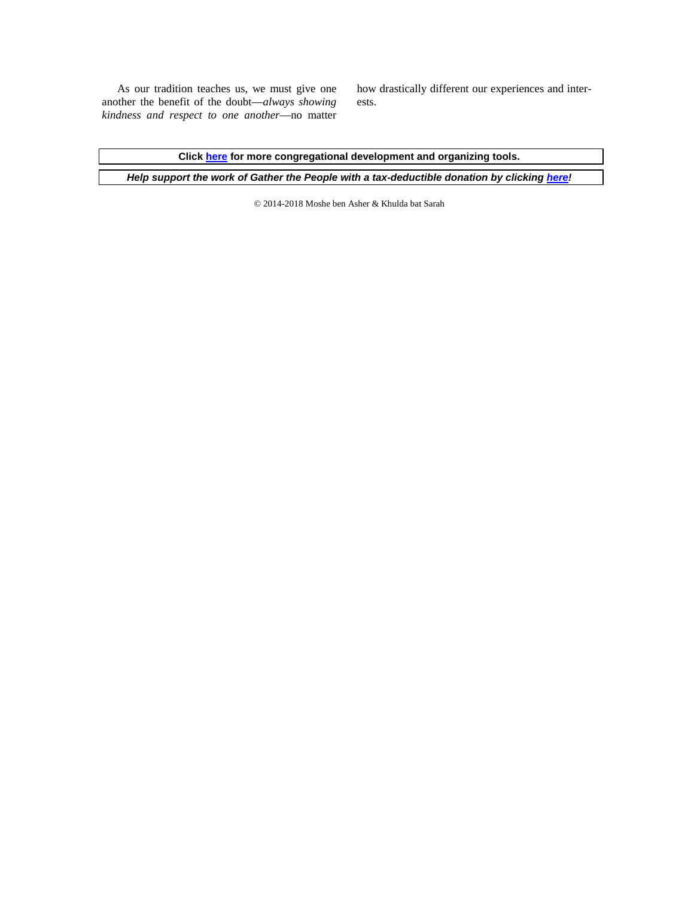As our tradition teaches us, we must give one another the benefit of the doubt—*always showing kindness and respect to one another*—no matter how drastically different our experiences and interests.

**Click here for more congregational development and organizing tools.**

***Help support the work of Gather the People with a tax-deductible donation by clicking here!***

© 2014-2018 Moshe ben Asher & Khulda bat Sarah